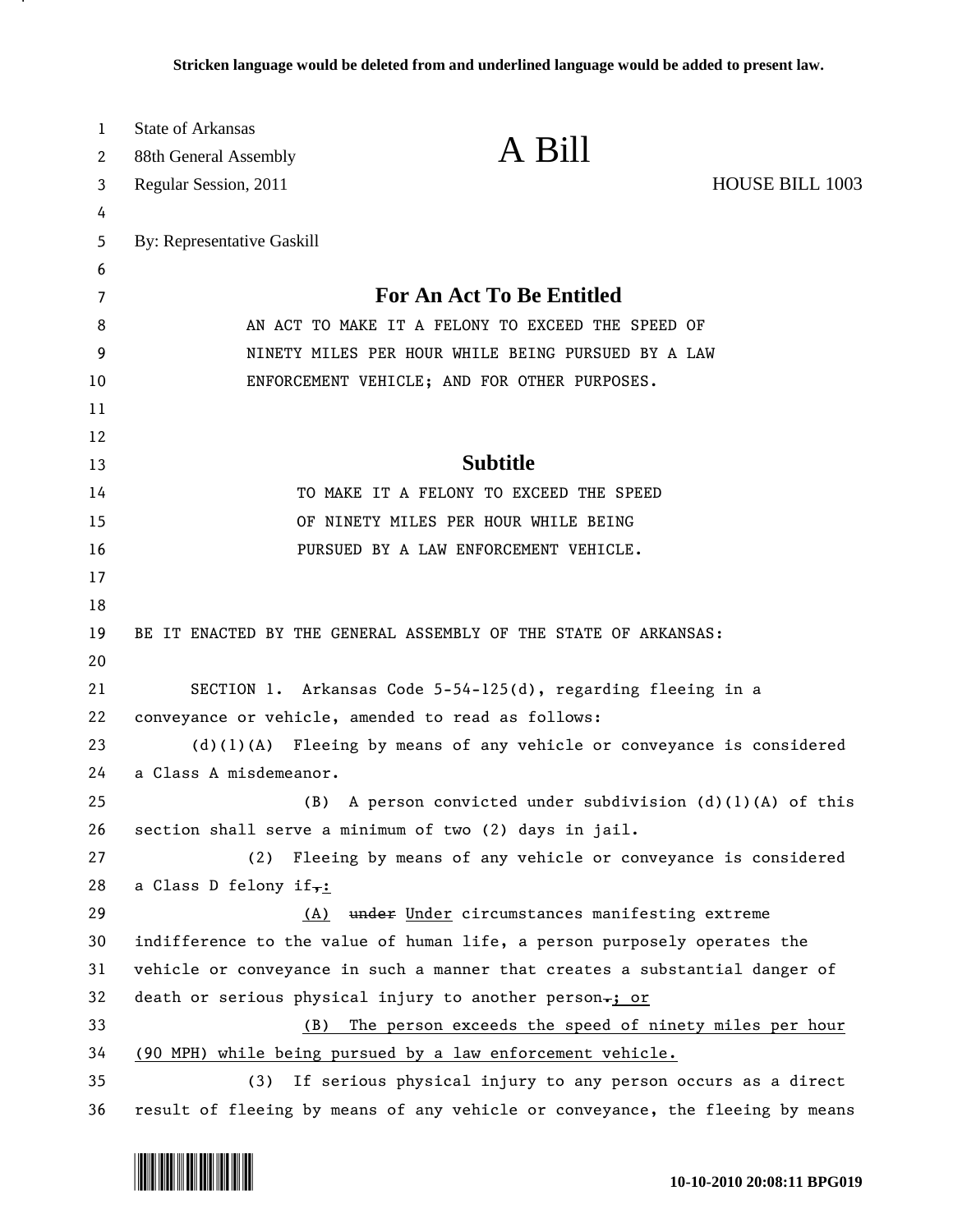Stricken language would be deleted from and underlined language would be added to present law.

State of Arkansas
88th General Assembly
Regular Session, 2011

# A Bill

HOUSE BILL 1003

By: Representative Gaskill

## For An Act To Be Entitled

AN ACT TO MAKE IT A FELONY TO EXCEED THE SPEED OF NINETY MILES PER HOUR WHILE BEING PURSUED BY A LAW ENFORCEMENT VEHICLE; AND FOR OTHER PURPOSES.

## Subtitle

TO MAKE IT A FELONY TO EXCEED THE SPEED OF NINETY MILES PER HOUR WHILE BEING PURSUED BY A LAW ENFORCEMENT VEHICLE.

BE IT ENACTED BY THE GENERAL ASSEMBLY OF THE STATE OF ARKANSAS:

SECTION 1. Arkansas Code 5-54-125(d), regarding fleeing in a conveyance or vehicle, amended to read as follows:

(d)(1)(A) Fleeing by means of any vehicle or conveyance is considered a Class A misdemeanor.

(B) A person convicted under subdivision (d)(1)(A) of this section shall serve a minimum of two (2) days in jail.

(2) Fleeing by means of any vehicle or conveyance is considered a Class D felony if~~,~~<u>:</u>

<u>(A)</u> ~~under~~ <u>Under</u> circumstances manifesting extreme indifference to the value of human life, a person purposely operates the vehicle or conveyance in such a manner that creates a substantial danger of death or serious physical injury to another person~~.~~<u>; or</u>

<u>(B) The person exceeds the speed of ninety miles per hour (90 MPH) while being pursued by a law enforcement vehicle.</u>

(3) If serious physical injury to any person occurs as a direct result of fleeing by means of any vehicle or conveyance, the fleeing by means

10-10-2010 20:08:11 BPG019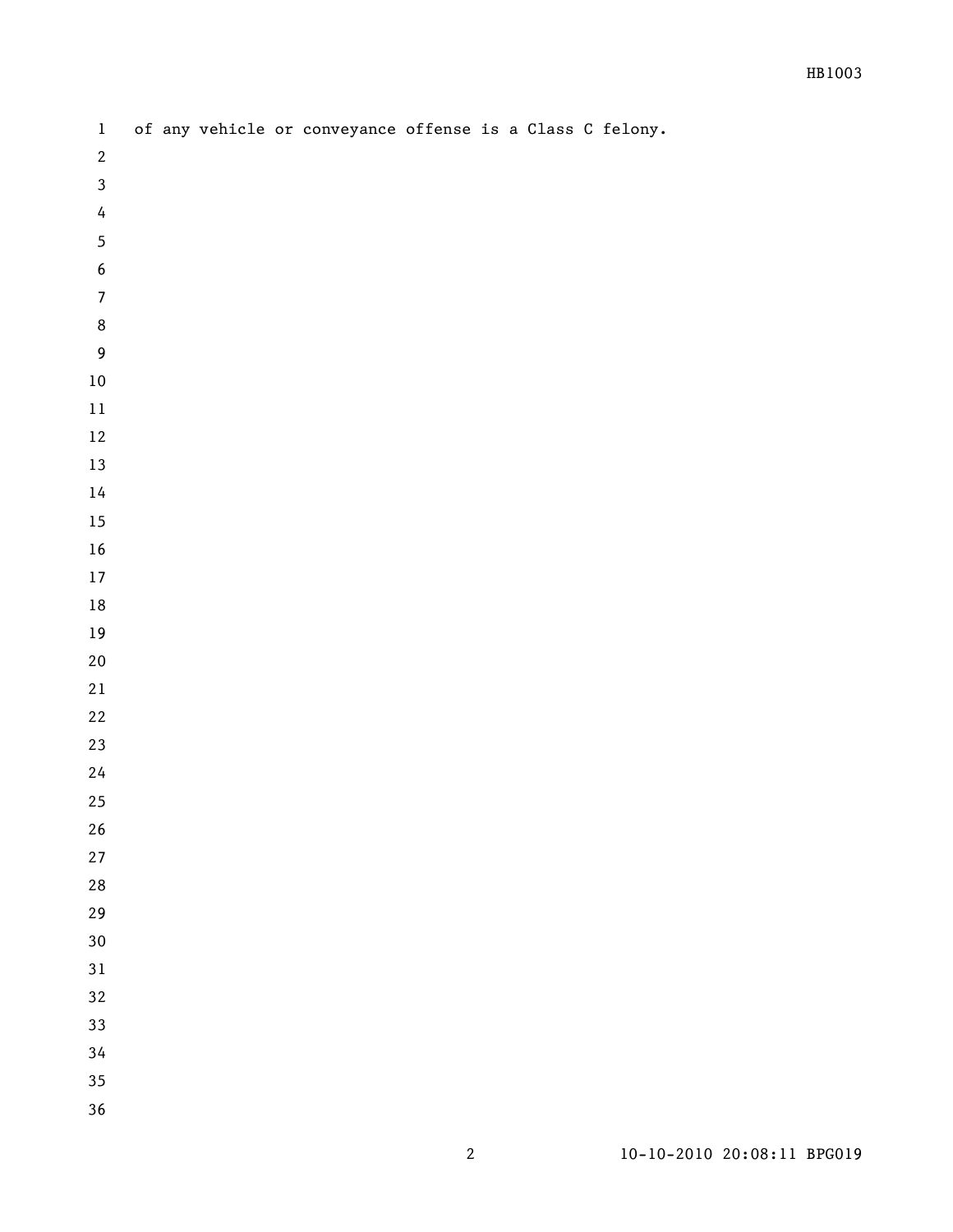of any vehicle or conveyance offense is a Class C felony.